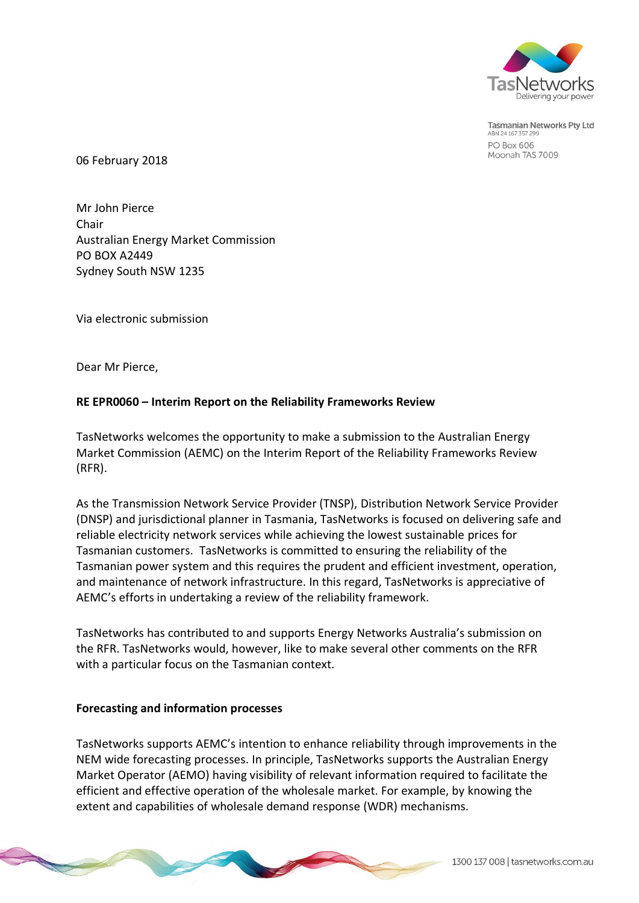Tasmanian Networks Pty Ltd
ABN 24 167 357 299
PO Box 606
Moonah TAS 7009

06 February 2018

Mr John Pierce
Chair
Australian Energy Market Commission
PO BOX A2449
Sydney South NSW 1235

Via electronic submission

Dear Mr Pierce,

**RE EPR0060 – Interim Report on the Reliability Frameworks Review**

TasNetworks welcomes the opportunity to make a submission to the Australian Energy Market Commission (AEMC) on the Interim Report of the Reliability Frameworks Review (RFR).

As the Transmission Network Service Provider (TNSP), Distribution Network Service Provider (DNSP) and jurisdictional planner in Tasmania, TasNetworks is focused on delivering safe and reliable electricity network services while achieving the lowest sustainable prices for Tasmanian customers. TasNetworks is committed to ensuring the reliability of the Tasmanian power system and this requires the prudent and efficient investment, operation, and maintenance of network infrastructure. In this regard, TasNetworks is appreciative of AEMC's efforts in undertaking a review of the reliability framework.

TasNetworks has contributed to and supports Energy Networks Australia's submission on the RFR. TasNetworks would, however, like to make several other comments on the RFR with a particular focus on the Tasmanian context.

**Forecasting and information processes**

TasNetworks supports AEMC's intention to enhance reliability through improvements in the NEM wide forecasting processes. In principle, TasNetworks supports the Australian Energy Market Operator (AEMO) having visibility of relevant information required to facilitate the efficient and effective operation of the wholesale market. For example, by knowing the extent and capabilities of wholesale demand response (WDR) mechanisms.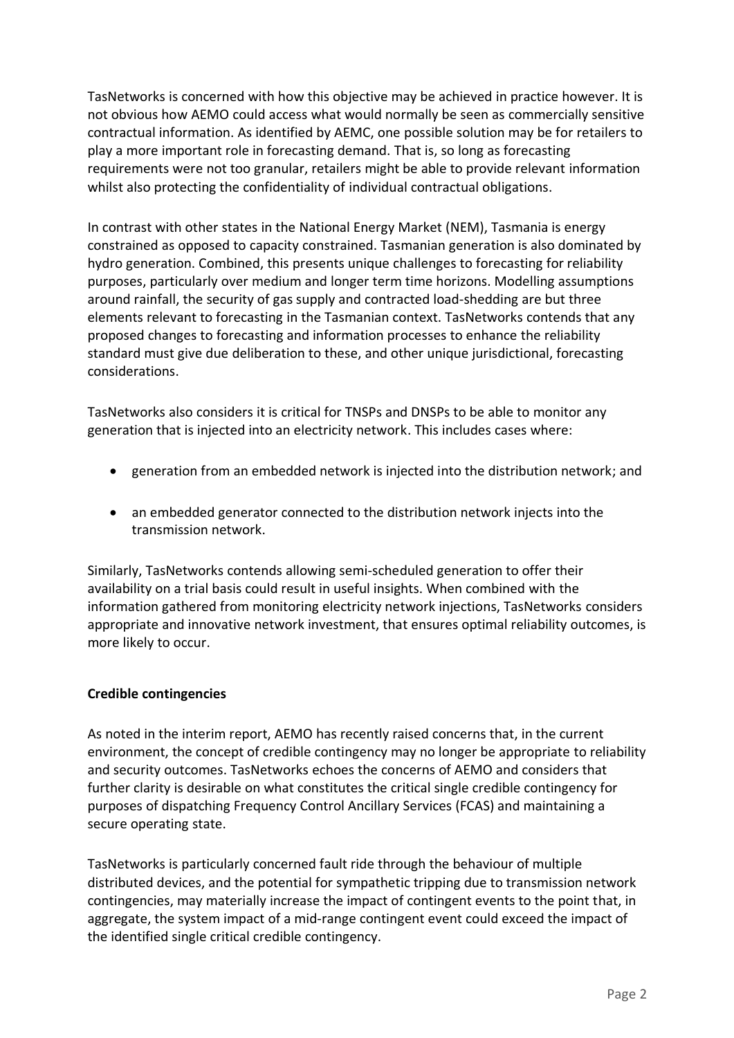TasNetworks is concerned with how this objective may be achieved in practice however. It is not obvious how AEMO could access what would normally be seen as commercially sensitive contractual information. As identified by AEMC, one possible solution may be for retailers to play a more important role in forecasting demand. That is, so long as forecasting requirements were not too granular, retailers might be able to provide relevant information whilst also protecting the confidentiality of individual contractual obligations.

In contrast with other states in the National Energy Market (NEM), Tasmania is energy constrained as opposed to capacity constrained. Tasmanian generation is also dominated by hydro generation. Combined, this presents unique challenges to forecasting for reliability purposes, particularly over medium and longer term time horizons. Modelling assumptions around rainfall, the security of gas supply and contracted load-shedding are but three elements relevant to forecasting in the Tasmanian context. TasNetworks contends that any proposed changes to forecasting and information processes to enhance the reliability standard must give due deliberation to these, and other unique jurisdictional, forecasting considerations.

TasNetworks also considers it is critical for TNSPs and DNSPs to be able to monitor any generation that is injected into an electricity network. This includes cases where:

- generation from an embedded network is injected into the distribution network; and
- an embedded generator connected to the distribution network injects into the transmission network.

Similarly, TasNetworks contends allowing semi-scheduled generation to offer their availability on a trial basis could result in useful insights. When combined with the information gathered from monitoring electricity network injections, TasNetworks considers appropriate and innovative network investment, that ensures optimal reliability outcomes, is more likely to occur.

**Credible contingencies**

As noted in the interim report, AEMO has recently raised concerns that, in the current environment, the concept of credible contingency may no longer be appropriate to reliability and security outcomes. TasNetworks echoes the concerns of AEMO and considers that further clarity is desirable on what constitutes the critical single credible contingency for purposes of dispatching Frequency Control Ancillary Services (FCAS) and maintaining a secure operating state.

TasNetworks is particularly concerned fault ride through the behaviour of multiple distributed devices, and the potential for sympathetic tripping due to transmission network contingencies, may materially increase the impact of contingent events to the point that, in aggregate, the system impact of a mid-range contingent event could exceed the impact of the identified single critical credible contingency.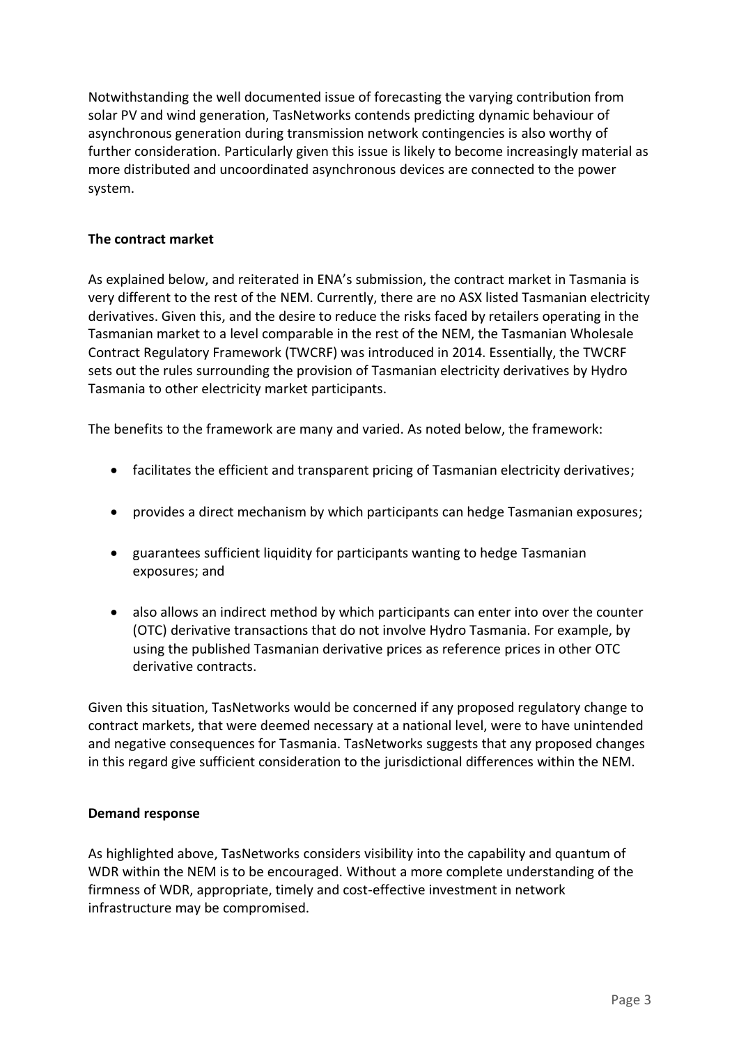Notwithstanding the well documented issue of forecasting the varying contribution from solar PV and wind generation, TasNetworks contends predicting dynamic behaviour of asynchronous generation during transmission network contingencies is also worthy of further consideration. Particularly given this issue is likely to become increasingly material as more distributed and uncoordinated asynchronous devices are connected to the power system.

**The contract market**

As explained below, and reiterated in ENA's submission, the contract market in Tasmania is very different to the rest of the NEM. Currently, there are no ASX listed Tasmanian electricity derivatives. Given this, and the desire to reduce the risks faced by retailers operating in the Tasmanian market to a level comparable in the rest of the NEM, the Tasmanian Wholesale Contract Regulatory Framework (TWCRF) was introduced in 2014. Essentially, the TWCRF sets out the rules surrounding the provision of Tasmanian electricity derivatives by Hydro Tasmania to other electricity market participants.

The benefits to the framework are many and varied. As noted below, the framework:

- facilitates the efficient and transparent pricing of Tasmanian electricity derivatives;
- provides a direct mechanism by which participants can hedge Tasmanian exposures;
- guarantees sufficient liquidity for participants wanting to hedge Tasmanian exposures; and
- also allows an indirect method by which participants can enter into over the counter (OTC) derivative transactions that do not involve Hydro Tasmania. For example, by using the published Tasmanian derivative prices as reference prices in other OTC derivative contracts.

Given this situation, TasNetworks would be concerned if any proposed regulatory change to contract markets, that were deemed necessary at a national level, were to have unintended and negative consequences for Tasmania. TasNetworks suggests that any proposed changes in this regard give sufficient consideration to the jurisdictional differences within the NEM.

**Demand response**

As highlighted above, TasNetworks considers visibility into the capability and quantum of WDR within the NEM is to be encouraged. Without a more complete understanding of the firmness of WDR, appropriate, timely and cost-effective investment in network infrastructure may be compromised.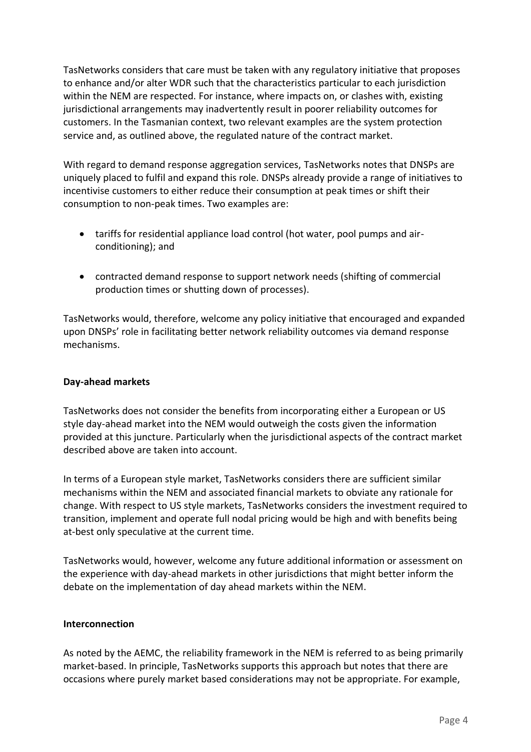TasNetworks considers that care must be taken with any regulatory initiative that proposes to enhance and/or alter WDR such that the characteristics particular to each jurisdiction within the NEM are respected. For instance, where impacts on, or clashes with, existing jurisdictional arrangements may inadvertently result in poorer reliability outcomes for customers. In the Tasmanian context, two relevant examples are the system protection service and, as outlined above, the regulated nature of the contract market.

With regard to demand response aggregation services, TasNetworks notes that DNSPs are uniquely placed to fulfil and expand this role. DNSPs already provide a range of initiatives to incentivise customers to either reduce their consumption at peak times or shift their consumption to non-peak times. Two examples are:

- tariffs for residential appliance load control (hot water, pool pumps and air-conditioning); and
- contracted demand response to support network needs (shifting of commercial production times or shutting down of processes).

TasNetworks would, therefore, welcome any policy initiative that encouraged and expanded upon DNSPs' role in facilitating better network reliability outcomes via demand response mechanisms.

**Day-ahead markets**

TasNetworks does not consider the benefits from incorporating either a European or US style day-ahead market into the NEM would outweigh the costs given the information provided at this juncture. Particularly when the jurisdictional aspects of the contract market described above are taken into account.

In terms of a European style market, TasNetworks considers there are sufficient similar mechanisms within the NEM and associated financial markets to obviate any rationale for change. With respect to US style markets, TasNetworks considers the investment required to transition, implement and operate full nodal pricing would be high and with benefits being at-best only speculative at the current time.

TasNetworks would, however, welcome any future additional information or assessment on the experience with day-ahead markets in other jurisdictions that might better inform the debate on the implementation of day ahead markets within the NEM.

**Interconnection**

As noted by the AEMC, the reliability framework in the NEM is referred to as being primarily market-based. In principle, TasNetworks supports this approach but notes that there are occasions where purely market based considerations may not be appropriate. For example,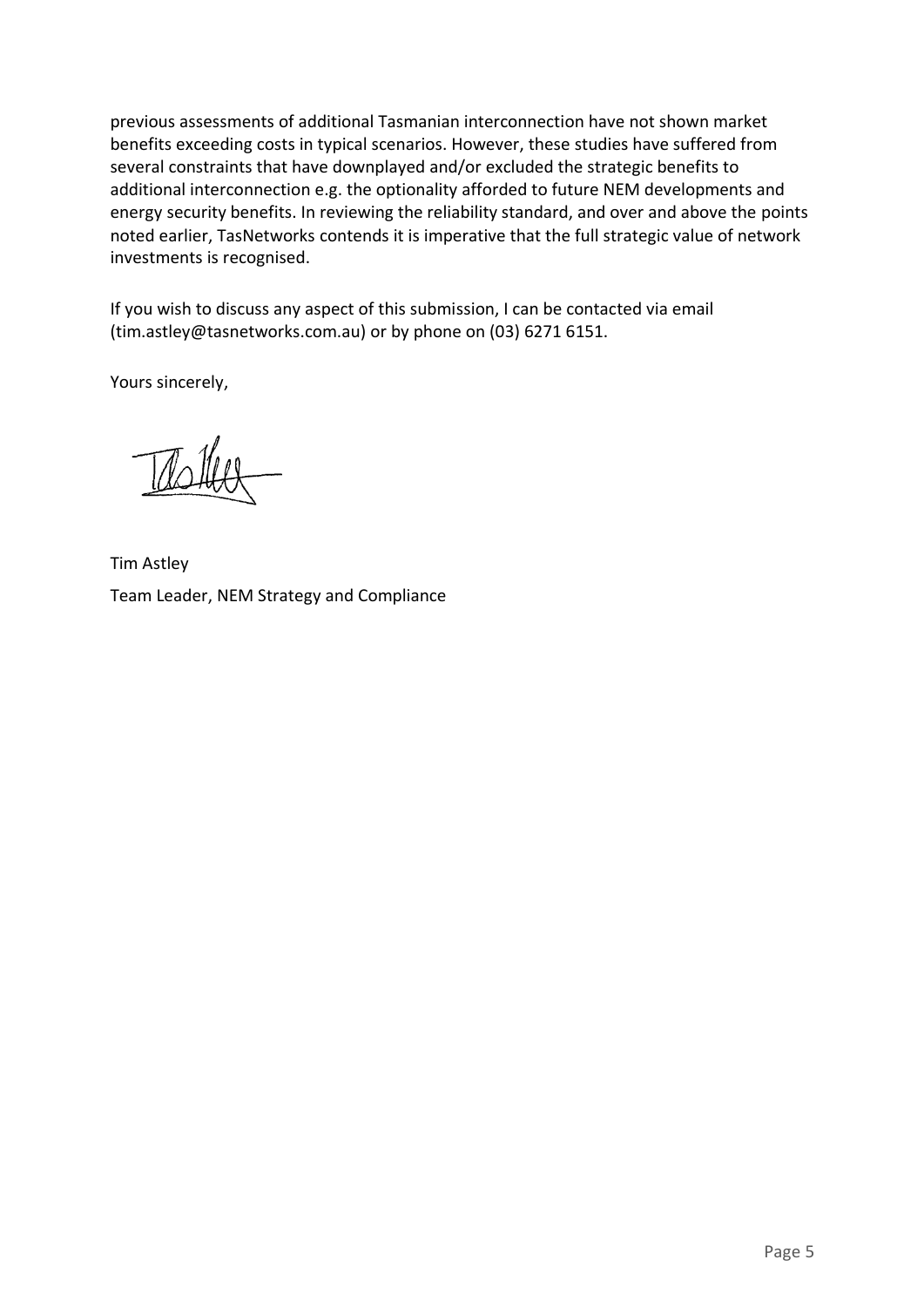previous assessments of additional Tasmanian interconnection have not shown market benefits exceeding costs in typical scenarios. However, these studies have suffered from several constraints that have downplayed and/or excluded the strategic benefits to additional interconnection e.g. the optionality afforded to future NEM developments and energy security benefits. In reviewing the reliability standard, and over and above the points noted earlier, TasNetworks contends it is imperative that the full strategic value of network investments is recognised.

If you wish to discuss any aspect of this submission, I can be contacted via email (tim.astley@tasnetworks.com.au) or by phone on (03) 6271 6151.

Yours sincerely,

Tim Astley

Team Leader, NEM Strategy and Compliance